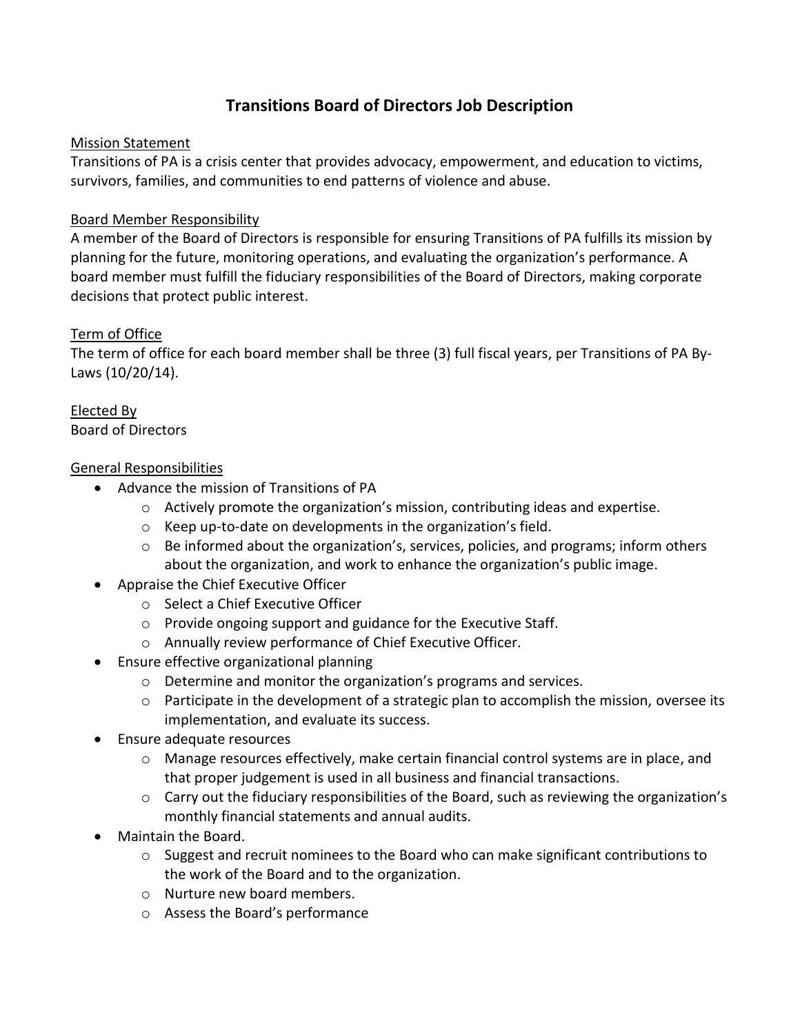# Transitions Board of Directors Job Description

## Mission Statement

Transitions of PA is a crisis center that provides advocacy, empowerment, and education to victims, survivors, families, and communities to end patterns of violence and abuse.

## Board Member Responsibility

A member of the Board of Directors is responsible for ensuring Transitions of PA fulfills its mission by planning for the future, monitoring operations, and evaluating the organization's performance. A board member must fulfill the fiduciary responsibilities of the Board of Directors, making corporate decisions that protect public interest.

## Term of Office

The term of office for each board member shall be three (3) full fiscal years, per Transitions of PA By-Laws (10/20/14).

## Elected By

Board of Directors

## General Responsibilities

- Advance the mission of Transitions of PA
    - Actively promote the organization's mission, contributing ideas and expertise.
    - Keep up-to-date on developments in the organization's field.
    - Be informed about the organization's, services, policies, and programs; inform others about the organization, and work to enhance the organization's public image.
- Appraise the Chief Executive Officer
    - Select a Chief Executive Officer
    - Provide ongoing support and guidance for the Executive Staff.
    - Annually review performance of Chief Executive Officer.
- Ensure effective organizational planning
    - Determine and monitor the organization's programs and services.
    - Participate in the development of a strategic plan to accomplish the mission, oversee its implementation, and evaluate its success.
- Ensure adequate resources
    - Manage resources effectively, make certain financial control systems are in place, and that proper judgement is used in all business and financial transactions.
    - Carry out the fiduciary responsibilities of the Board, such as reviewing the organization's monthly financial statements and annual audits.
- Maintain the Board.
    - Suggest and recruit nominees to the Board who can make significant contributions to the work of the Board and to the organization.
    - Nurture new board members.
    - Assess the Board's performance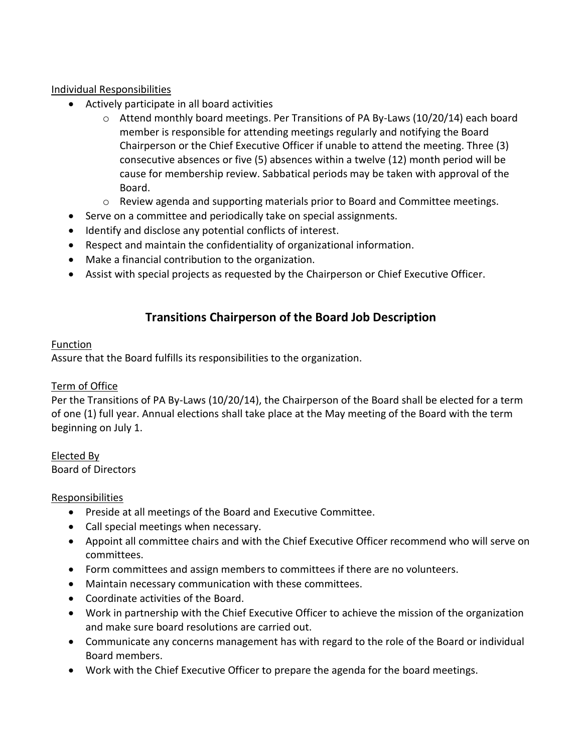Individual Responsibilities

- Actively participate in all board activities
  - Attend monthly board meetings. Per Transitions of PA By-Laws (10/20/14) each board member is responsible for attending meetings regularly and notifying the Board Chairperson or the Chief Executive Officer if unable to attend the meeting. Three (3) consecutive absences or five (5) absences within a twelve (12) month period will be cause for membership review. Sabbatical periods may be taken with approval of the Board.
  - Review agenda and supporting materials prior to Board and Committee meetings.
- Serve on a committee and periodically take on special assignments.
- Identify and disclose any potential conflicts of interest.
- Respect and maintain the confidentiality of organizational information.
- Make a financial contribution to the organization.
- Assist with special projects as requested by the Chairperson or Chief Executive Officer.

## Transitions Chairperson of the Board Job Description

Function

Assure that the Board fulfills its responsibilities to the organization.

Term of Office

Per the Transitions of PA By-Laws (10/20/14), the Chairperson of the Board shall be elected for a term of one (1) full year. Annual elections shall take place at the May meeting of the Board with the term beginning on July 1.

Elected By

Board of Directors

Responsibilities

- Preside at all meetings of the Board and Executive Committee.
- Call special meetings when necessary.
- Appoint all committee chairs and with the Chief Executive Officer recommend who will serve on committees.
- Form committees and assign members to committees if there are no volunteers.
- Maintain necessary communication with these committees.
- Coordinate activities of the Board.
- Work in partnership with the Chief Executive Officer to achieve the mission of the organization and make sure board resolutions are carried out.
- Communicate any concerns management has with regard to the role of the Board or individual Board members.
- Work with the Chief Executive Officer to prepare the agenda for the board meetings.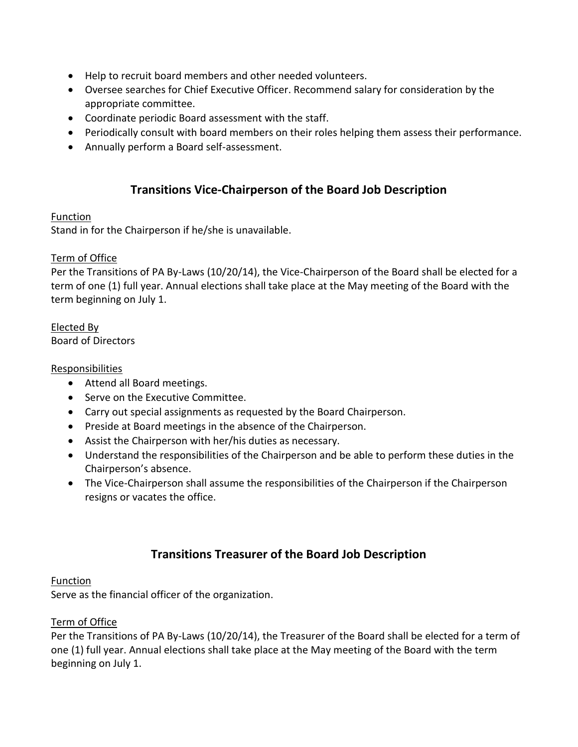- Help to recruit board members and other needed volunteers.
- Oversee searches for Chief Executive Officer. Recommend salary for consideration by the appropriate committee.
- Coordinate periodic Board assessment with the staff.
- Periodically consult with board members on their roles helping them assess their performance.
- Annually perform a Board self-assessment.

## Transitions Vice-Chairperson of the Board Job Description

<u>Function</u>
Stand in for the Chairperson if he/she is unavailable.

<u>Term of Office</u>
Per the Transitions of PA By-Laws (10/20/14), the Vice-Chairperson of the Board shall be elected for a term of one (1) full year. Annual elections shall take place at the May meeting of the Board with the term beginning on July 1.

<u>Elected By</u>
Board of Directors

<u>Responsibilities</u>

- Attend all Board meetings.
- Serve on the Executive Committee.
- Carry out special assignments as requested by the Board Chairperson.
- Preside at Board meetings in the absence of the Chairperson.
- Assist the Chairperson with her/his duties as necessary.
- Understand the responsibilities of the Chairperson and be able to perform these duties in the Chairperson's absence.
- The Vice-Chairperson shall assume the responsibilities of the Chairperson if the Chairperson resigns or vacates the office.

## Transitions Treasurer of the Board Job Description

<u>Function</u>
Serve as the financial officer of the organization.

<u>Term of Office</u>
Per the Transitions of PA By-Laws (10/20/14), the Treasurer of the Board shall be elected for a term of one (1) full year. Annual elections shall take place at the May meeting of the Board with the term beginning on July 1.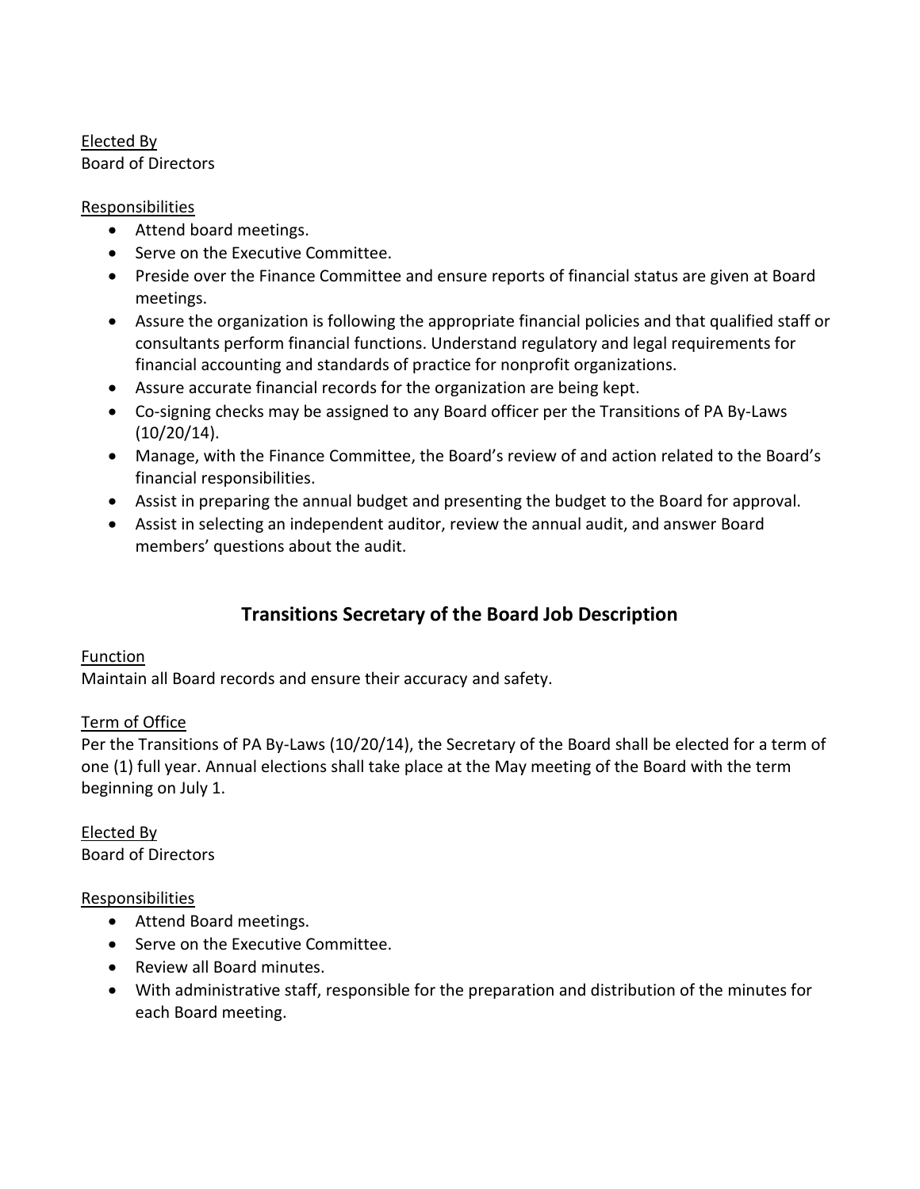Elected By
Board of Directors

Responsibilities

- Attend board meetings.
- Serve on the Executive Committee.
- Preside over the Finance Committee and ensure reports of financial status are given at Board meetings.
- Assure the organization is following the appropriate financial policies and that qualified staff or consultants perform financial functions. Understand regulatory and legal requirements for financial accounting and standards of practice for nonprofit organizations.
- Assure accurate financial records for the organization are being kept.
- Co-signing checks may be assigned to any Board officer per the Transitions of PA By-Laws (10/20/14).
- Manage, with the Finance Committee, the Board's review of and action related to the Board's financial responsibilities.
- Assist in preparing the annual budget and presenting the budget to the Board for approval.
- Assist in selecting an independent auditor, review the annual audit, and answer Board members' questions about the audit.

## Transitions Secretary of the Board Job Description

Function
Maintain all Board records and ensure their accuracy and safety.

Term of Office
Per the Transitions of PA By-Laws (10/20/14), the Secretary of the Board shall be elected for a term of one (1) full year. Annual elections shall take place at the May meeting of the Board with the term beginning on July 1.

Elected By
Board of Directors

Responsibilities

- Attend Board meetings.
- Serve on the Executive Committee.
- Review all Board minutes.
- With administrative staff, responsible for the preparation and distribution of the minutes for each Board meeting.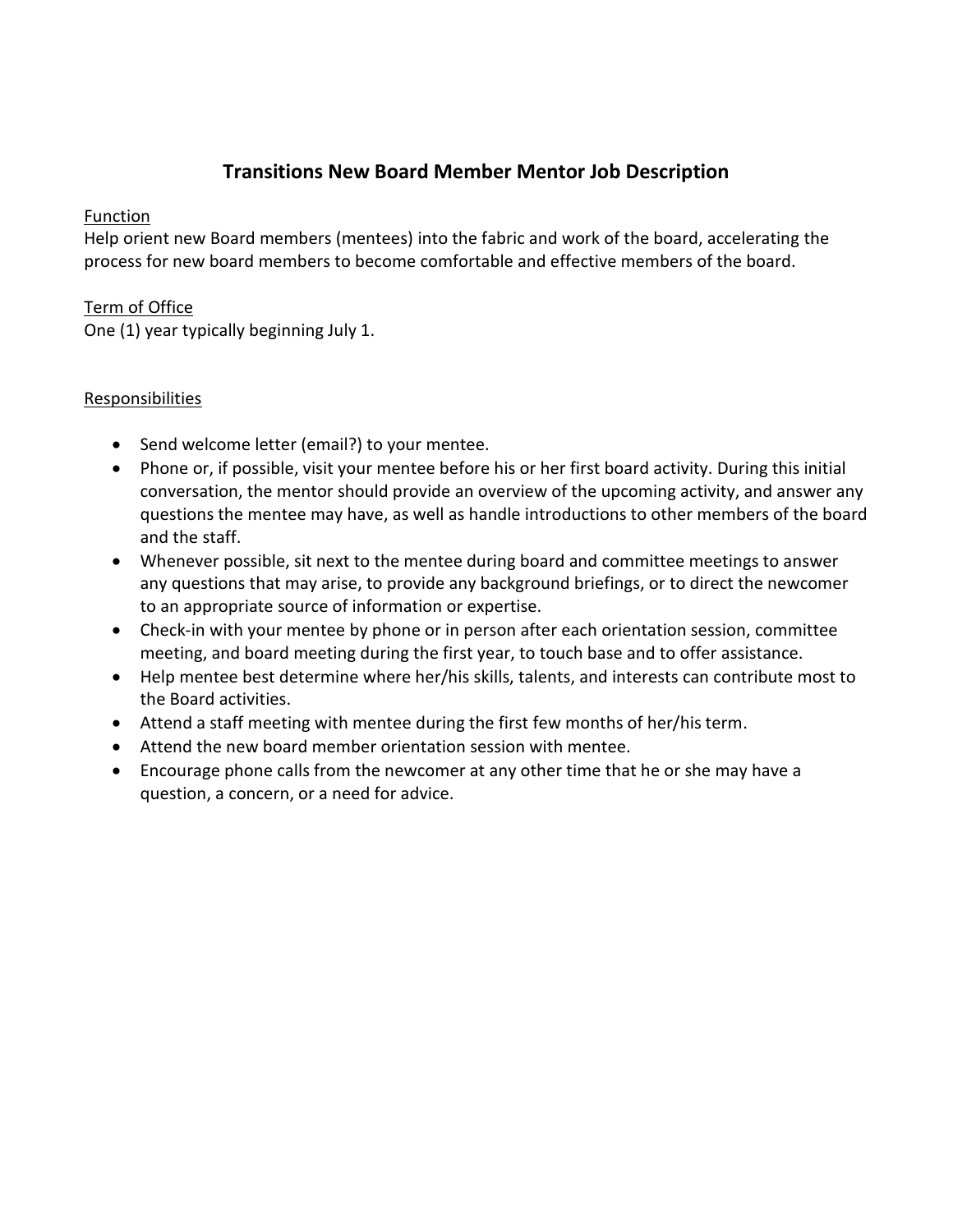# Transitions New Board Member Mentor Job Description

Function

Help orient new Board members (mentees) into the fabric and work of the board, accelerating the process for new board members to become comfortable and effective members of the board.

Term of Office

One (1) year typically beginning July 1.

Responsibilities

- Send welcome letter (email?) to your mentee.
- Phone or, if possible, visit your mentee before his or her first board activity. During this initial conversation, the mentor should provide an overview of the upcoming activity, and answer any questions the mentee may have, as well as handle introductions to other members of the board and the staff.
- Whenever possible, sit next to the mentee during board and committee meetings to answer any questions that may arise, to provide any background briefings, or to direct the newcomer to an appropriate source of information or expertise.
- Check-in with your mentee by phone or in person after each orientation session, committee meeting, and board meeting during the first year, to touch base and to offer assistance.
- Help mentee best determine where her/his skills, talents, and interests can contribute most to the Board activities.
- Attend a staff meeting with mentee during the first few months of her/his term.
- Attend the new board member orientation session with mentee.
- Encourage phone calls from the newcomer at any other time that he or she may have a question, a concern, or a need for advice.